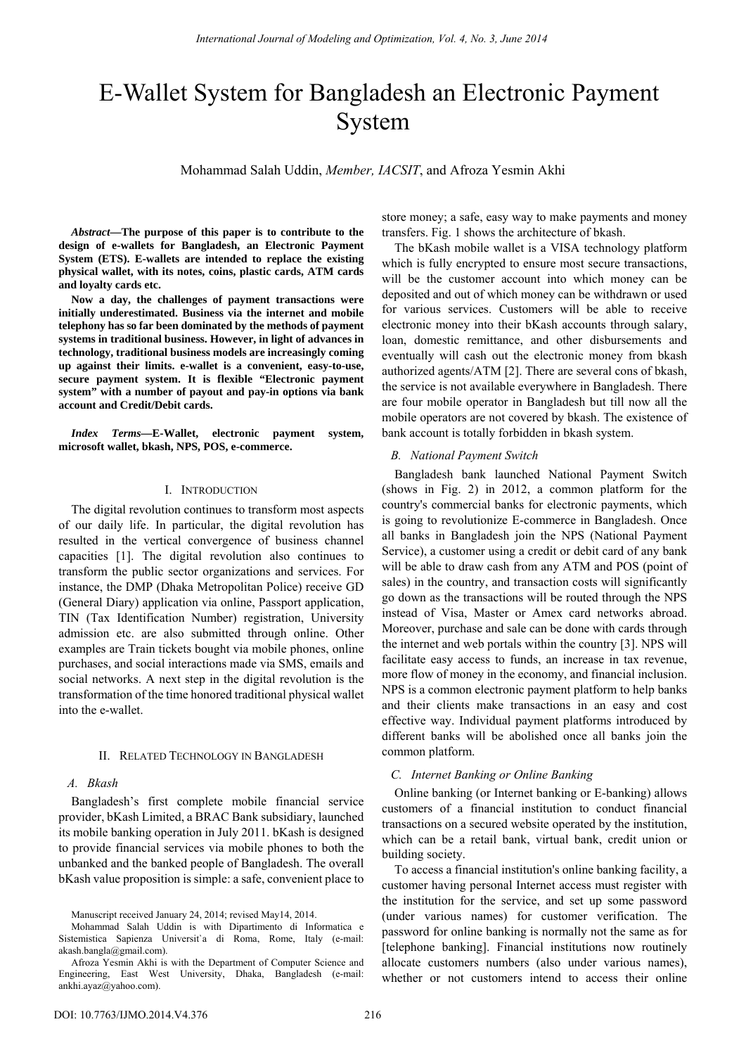# E-Wallet System for Bangladesh an Electronic Payment System

Mohammad Salah Uddin, *Member, IACSIT*, and Afroza Yesmin Akhi

***Abstract*—The purpose of this paper is to contribute to the design of e-wallets for Bangladesh, an Electronic Payment System (ETS). E-wallets are intended to replace the existing physical wallet, with its notes, coins, plastic cards, ATM cards and loyalty cards etc.**

**Now a day, the challenges of payment transactions were initially underestimated. Business via the internet and mobile telephony has so far been dominated by the methods of payment systems in traditional business. However, in light of advances in technology, traditional business models are increasingly coming up against their limits. e-wallet is a convenient, easy-to-use, secure payment system. It is flexible "Electronic payment system" with a number of payout and pay-in options via bank account and Credit/Debit cards.**

***Index Terms*—E-Wallet, electronic payment system, microsoft wallet, bkash, NPS, POS, e-commerce.**

Manuscript received January 24, 2014; revised May14, 2014.

Mohammad Salah Uddin is with Dipartimento di Informatica e Sistemistica Sapienza Universit`a di Roma, Rome, Italy (e-mail: akash.bangla@gmail.com).

Afroza Yesmin Akhi is with the Department of Computer Science and Engineering, East West University, Dhaka, Bangladesh (e-mail: ankhi.ayaz@yahoo.com).

## I. Introduction

The digital revolution continues to transform most aspects of our daily life. In particular, the digital revolution has resulted in the vertical convergence of business channel capacities [1]. The digital revolution also continues to transform the public sector organizations and services. For instance, the DMP (Dhaka Metropolitan Police) receive GD (General Diary) application via online, Passport application, TIN (Tax Identification Number) registration, University admission etc. are also submitted through online. Other examples are Train tickets bought via mobile phones, online purchases, and social interactions made via SMS, emails and social networks. A next step in the digital revolution is the transformation of the time honored traditional physical wallet into the e-wallet.

## II. Related Technology in Bangladesh

### A. Bkash

Bangladesh's first complete mobile financial service provider, bKash Limited, a BRAC Bank subsidiary, launched its mobile banking operation in July 2011. bKash is designed to provide financial services via mobile phones to both the unbanked and the banked people of Bangladesh. The overall bKash value proposition is simple: a safe, convenient place to store money; a safe, easy way to make payments and money transfers. Fig. 1 shows the architecture of bkash.

The bKash mobile wallet is a VISA technology platform which is fully encrypted to ensure most secure transactions, will be the customer account into which money can be deposited and out of which money can be withdrawn or used for various services. Customers will be able to receive electronic money into their bKash accounts through salary, loan, domestic remittance, and other disbursements and eventually will cash out the electronic money from bkash authorized agents/ATM [2]. There are several cons of bkash, the service is not available everywhere in Bangladesh. There are four mobile operator in Bangladesh but till now all the mobile operators are not covered by bkash. The existence of bank account is totally forbidden in bkash system.

### B. National Payment Switch

Bangladesh bank launched National Payment Switch (shows in Fig. 2) in 2012, a common platform for the country's commercial banks for electronic payments, which is going to revolutionize E-commerce in Bangladesh. Once all banks in Bangladesh join the NPS (National Payment Service), a customer using a credit or debit card of any bank will be able to draw cash from any ATM and POS (point of sales) in the country, and transaction costs will significantly go down as the transactions will be routed through the NPS instead of Visa, Master or Amex card networks abroad. Moreover, purchase and sale can be done with cards through the internet and web portals within the country [3]. NPS will facilitate easy access to funds, an increase in tax revenue, more flow of money in the economy, and financial inclusion. NPS is a common electronic payment platform to help banks and their clients make transactions in an easy and cost effective way. Individual payment platforms introduced by different banks will be abolished once all banks join the common platform.

### C. Internet Banking or Online Banking

Online banking (or Internet banking or E-banking) allows customers of a financial institution to conduct financial transactions on a secured website operated by the institution, which can be a retail bank, virtual bank, credit union or building society.

To access a financial institution's online banking facility, a customer having personal Internet access must register with the institution for the service, and set up some password (under various names) for customer verification. The password for online banking is normally not the same as for [telephone banking]. Financial institutions now routinely allocate customers numbers (also under various names), whether or not customers intend to access their online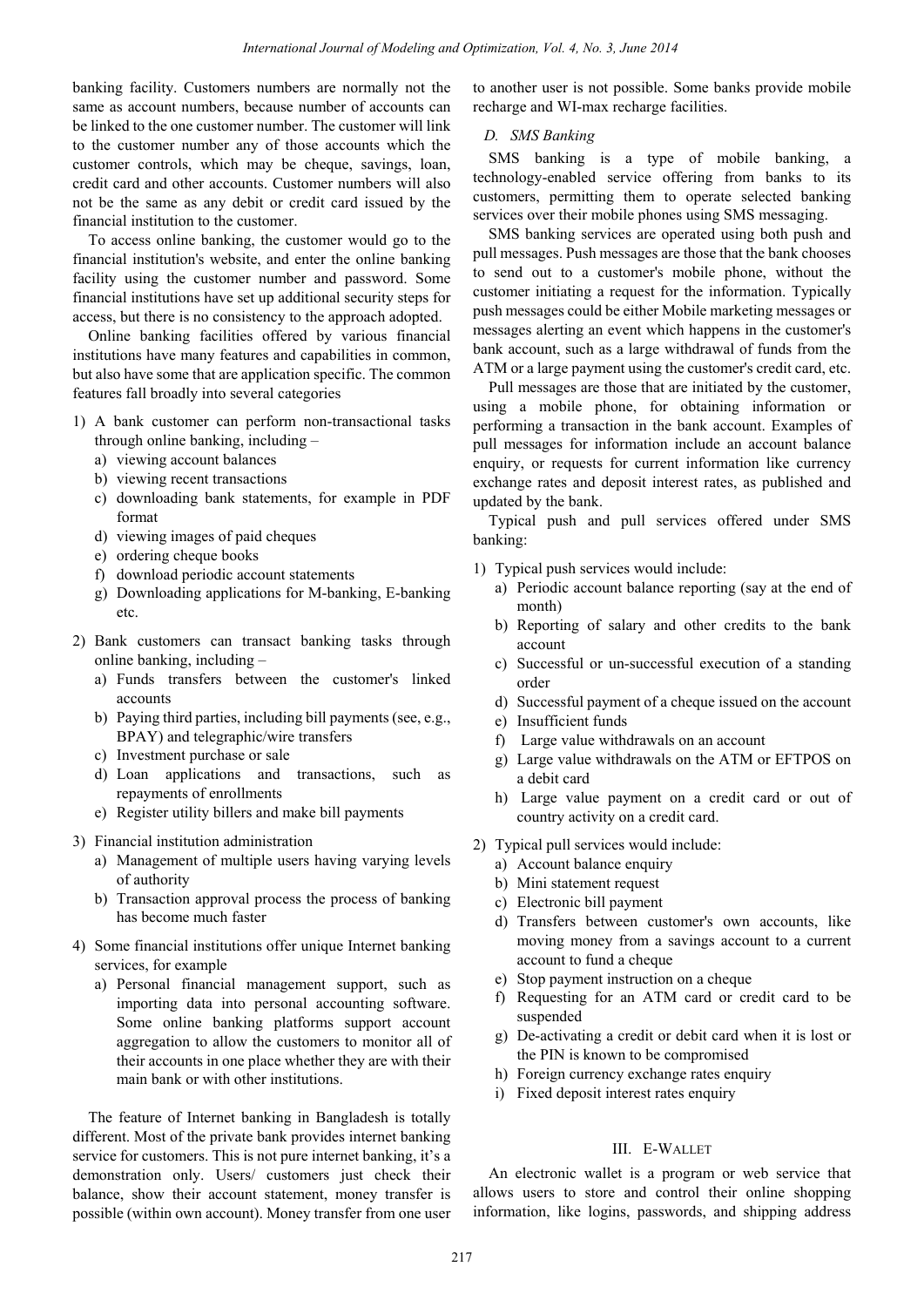banking facility. Customers numbers are normally not the same as account numbers, because number of accounts can be linked to the one customer number. The customer will link to the customer number any of those accounts which the customer controls, which may be cheque, savings, loan, credit card and other accounts. Customer numbers will also not be the same as any debit or credit card issued by the financial institution to the customer.

To access online banking, the customer would go to the financial institution's website, and enter the online banking facility using the customer number and password. Some financial institutions have set up additional security steps for access, but there is no consistency to the approach adopted.

Online banking facilities offered by various financial institutions have many features and capabilities in common, but also have some that are application specific. The common features fall broadly into several categories

1) A bank customer can perform non-transactional tasks through online banking, including –
   a) viewing account balances
   b) viewing recent transactions
   c) downloading bank statements, for example in PDF format
   d) viewing images of paid cheques
   e) ordering cheque books
   f) download periodic account statements
   g) Downloading applications for M-banking, E-banking etc.
2) Bank customers can transact banking tasks through online banking, including –
   a) Funds transfers between the customer's linked accounts
   b) Paying third parties, including bill payments (see, e.g., BPAY) and telegraphic/wire transfers
   c) Investment purchase or sale
   d) Loan applications and transactions, such as repayments of enrollments
   e) Register utility billers and make bill payments
3) Financial institution administration
   a) Management of multiple users having varying levels of authority
   b) Transaction approval process the process of banking has become much faster
4) Some financial institutions offer unique Internet banking services, for example
   a) Personal financial management support, such as importing data into personal accounting software. Some online banking platforms support account aggregation to allow the customers to monitor all of their accounts in one place whether they are with their main bank or with other institutions.

The feature of Internet banking in Bangladesh is totally different. Most of the private bank provides internet banking service for customers. This is not pure internet banking, it's a demonstration only. Users/ customers just check their balance, show their account statement, money transfer is possible (within own account). Money transfer from one user to another user is not possible. Some banks provide mobile recharge and WI-max recharge facilities.

### *D. SMS Banking*

SMS banking is a type of mobile banking, a technology-enabled service offering from banks to its customers, permitting them to operate selected banking services over their mobile phones using SMS messaging.

SMS banking services are operated using both push and pull messages. Push messages are those that the bank chooses to send out to a customer's mobile phone, without the customer initiating a request for the information. Typically push messages could be either Mobile marketing messages or messages alerting an event which happens in the customer's bank account, such as a large withdrawal of funds from the ATM or a large payment using the customer's credit card, etc.

Pull messages are those that are initiated by the customer, using a mobile phone, for obtaining information or performing a transaction in the bank account. Examples of pull messages for information include an account balance enquiry, or requests for current information like currency exchange rates and deposit interest rates, as published and updated by the bank.

Typical push and pull services offered under SMS banking:

1) Typical push services would include:
   a) Periodic account balance reporting (say at the end of month)
   b) Reporting of salary and other credits to the bank account
   c) Successful or un-successful execution of a standing order
   d) Successful payment of a cheque issued on the account
   e) Insufficient funds
   f) Large value withdrawals on an account
   g) Large value withdrawals on the ATM or EFTPOS on a debit card
   h) Large value payment on a credit card or out of country activity on a credit card.
2) Typical pull services would include:
   a) Account balance enquiry
   b) Mini statement request
   c) Electronic bill payment
   d) Transfers between customer's own accounts, like moving money from a savings account to a current account to fund a cheque
   e) Stop payment instruction on a cheque
   f) Requesting for an ATM card or credit card to be suspended
   g) De-activating a credit or debit card when it is lost or the PIN is known to be compromised
   h) Foreign currency exchange rates enquiry
   i) Fixed deposit interest rates enquiry

## III. E-Wallet

An electronic wallet is a program or web service that allows users to store and control their online shopping information, like logins, passwords, and shipping address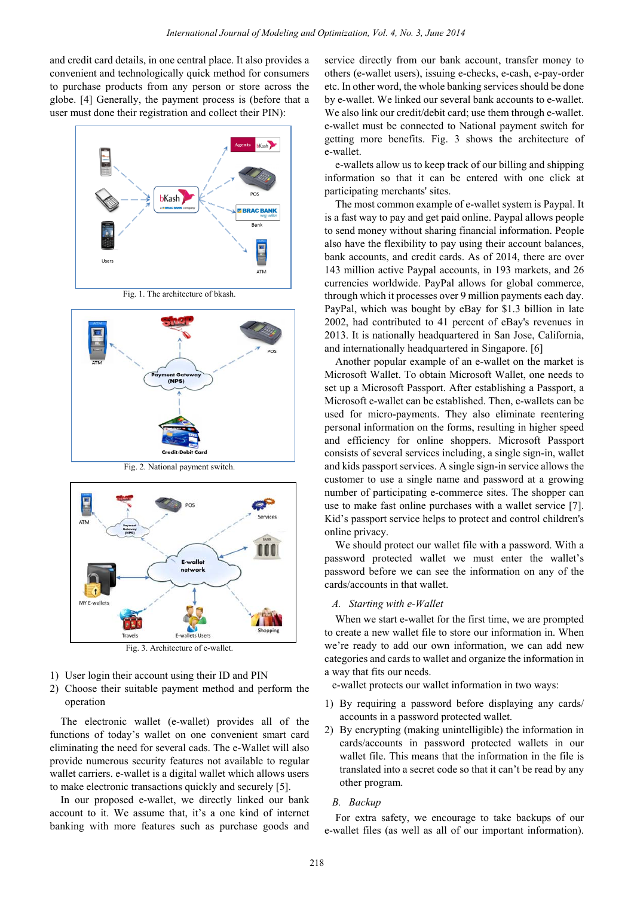and credit card details, in one central place. It also provides a convenient and technologically quick method for consumers to purchase products from any person or store across the globe. [4] Generally, the payment process is (before that a user must done their registration and collect their PIN):

Fig. 1. The architecture of bkash.

Fig. 2. National payment switch.

Fig. 3. Architecture of e-wallet.

1) User login their account using their ID and PIN
2) Choose their suitable payment method and perform the operation

The electronic wallet (e-wallet) provides all of the functions of today's wallet on one convenient smart card eliminating the need for several cads. The e-Wallet will also provide numerous security features not available to regular wallet carriers. e-wallet is a digital wallet which allows users to make electronic transactions quickly and securely [5].

In our proposed e-wallet, we directly linked our bank account to it. We assume that, it's a one kind of internet banking with more features such as purchase goods and service directly from our bank account, transfer money to others (e-wallet users), issuing e-checks, e-cash, e-pay-order etc. In other word, the whole banking services should be done by e-wallet. We linked our several bank accounts to e-wallet. We also link our credit/debit card; use them through e-wallet. e-wallet must be connected to National payment switch for getting more benefits. Fig. 3 shows the architecture of e-wallet.

e-wallets allow us to keep track of our billing and shipping information so that it can be entered with one click at participating merchants' sites.

The most common example of e-wallet system is Paypal. It is a fast way to pay and get paid online. Paypal allows people to send money without sharing financial information. People also have the flexibility to pay using their account balances, bank accounts, and credit cards. As of 2014, there are over 143 million active Paypal accounts, in 193 markets, and 26 currencies worldwide. PayPal allows for global commerce, through which it processes over 9 million payments each day. PayPal, which was bought by eBay for $1.3 billion in late 2002, had contributed to 41 percent of eBay's revenues in 2013. It is nationally headquartered in San Jose, California, and internationally headquartered in Singapore. [6]

Another popular example of an e-wallet on the market is Microsoft Wallet. To obtain Microsoft Wallet, one needs to set up a Microsoft Passport. After establishing a Passport, a Microsoft e-wallet can be established. Then, e-wallets can be used for micro-payments. They also eliminate reentering personal information on the forms, resulting in higher speed and efficiency for online shoppers. Microsoft Passport consists of several services including, a single sign-in, wallet and kids passport services. A single sign-in service allows the customer to use a single name and password at a growing number of participating e-commerce sites. The shopper can use to make fast online purchases with a wallet service [7]. Kid's passport service helps to protect and control children's online privacy.

We should protect our wallet file with a password. With a password protected wallet we must enter the wallet's password before we can see the information on any of the cards/accounts in that wallet.

### *A. Starting with e-Wallet*

When we start e-wallet for the first time, we are prompted to create a new wallet file to store our information in. When we're ready to add our own information, we can add new categories and cards to wallet and organize the information in a way that fits our needs.

e-wallet protects our wallet information in two ways:

1) By requiring a password before displaying any cards/ accounts in a password protected wallet.
2) By encrypting (making unintelligible) the information in cards/accounts in password protected wallets in our wallet file. This means that the information in the file is translated into a secret code so that it can't be read by any other program.

### *B. Backup*

For extra safety, we encourage to take backups of our e-wallet files (as well as all of our important information).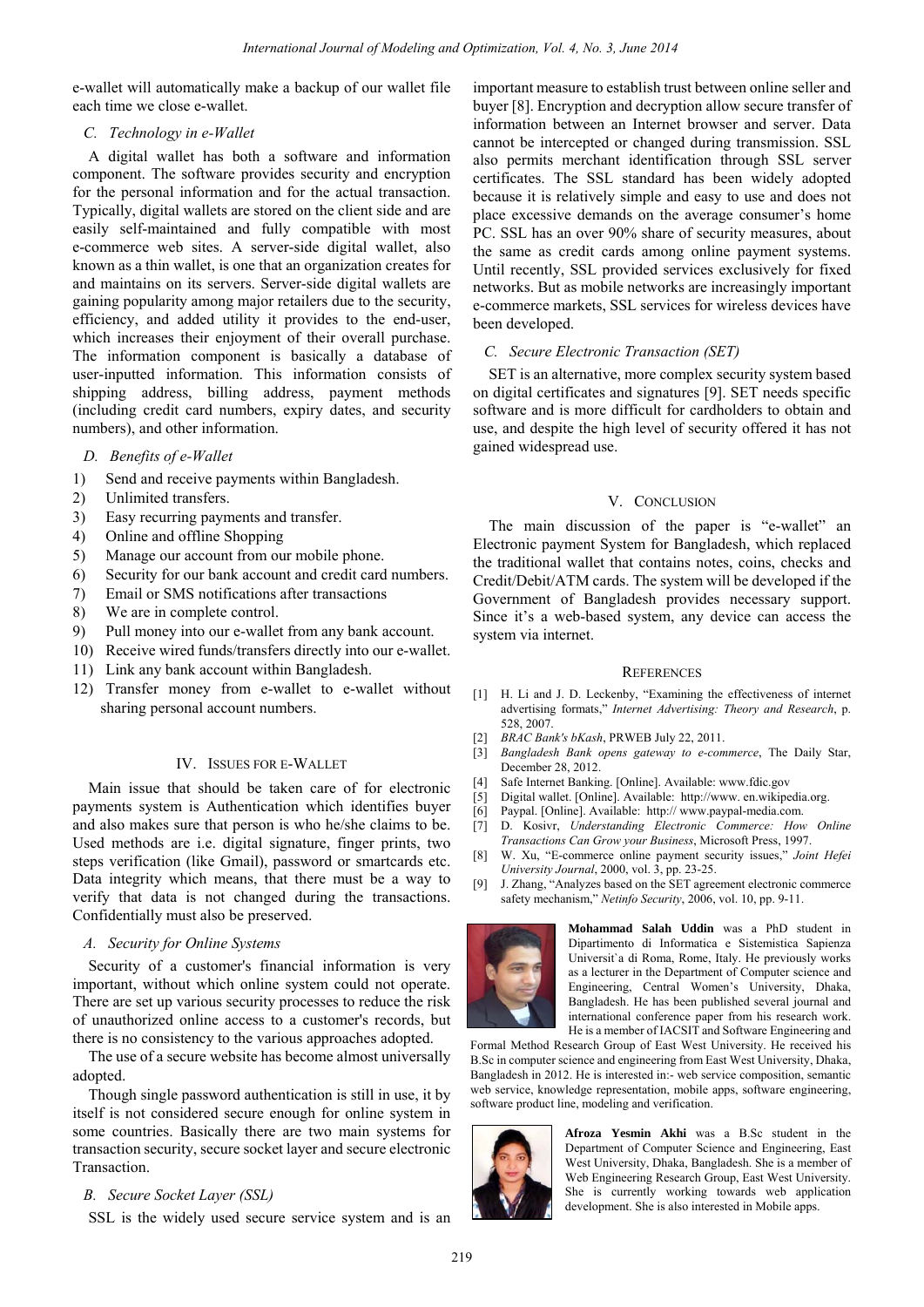e-wallet will automatically make a backup of our wallet file each time we close e-wallet.

### *C. Technology in e-Wallet*

A digital wallet has both a software and information component. The software provides security and encryption for the personal information and for the actual transaction. Typically, digital wallets are stored on the client side and are easily self-maintained and fully compatible with most e-commerce web sites. A server-side digital wallet, also known as a thin wallet, is one that an organization creates for and maintains on its servers. Server-side digital wallets are gaining popularity among major retailers due to the security, efficiency, and added utility it provides to the end-user, which increases their enjoyment of their overall purchase. The information component is basically a database of user-inputted information. This information consists of shipping address, billing address, payment methods (including credit card numbers, expiry dates, and security numbers), and other information.

### *D. Benefits of e-Wallet*

1) Send and receive payments within Bangladesh.
2) Unlimited transfers.
3) Easy recurring payments and transfer.
4) Online and offline Shopping
5) Manage our account from our mobile phone.
6) Security for our bank account and credit card numbers.
7) Email or SMS notifications after transactions
8) We are in complete control.
9) Pull money into our e-wallet from any bank account.
10) Receive wired funds/transfers directly into our e-wallet.
11) Link any bank account within Bangladesh.
12) Transfer money from e-wallet to e-wallet without sharing personal account numbers.

## IV. Issues for e-Wallet

Main issue that should be taken care of for electronic payments system is Authentication which identifies buyer and also makes sure that person is who he/she claims to be. Used methods are i.e. digital signature, finger prints, two steps verification (like Gmail), password or smartcards etc. Data integrity which means, that there must be a way to verify that data is not changed during the transactions. Confidentially must also be preserved.

### *A. Security for Online Systems*

Security of a customer's financial information is very important, without which online system could not operate. There are set up various security processes to reduce the risk of unauthorized online access to a customer's records, but there is no consistency to the various approaches adopted.

The use of a secure website has become almost universally adopted.

Though single password authentication is still in use, it by itself is not considered secure enough for online system in some countries. Basically there are two main systems for transaction security, secure socket layer and secure electronic Transaction.

### *B. Secure Socket Layer (SSL)*

SSL is the widely used secure service system and is an important measure to establish trust between online seller and buyer [8]. Encryption and decryption allow secure transfer of information between an Internet browser and server. Data cannot be intercepted or changed during transmission. SSL also permits merchant identification through SSL server certificates. The SSL standard has been widely adopted because it is relatively simple and easy to use and does not place excessive demands on the average consumer's home PC. SSL has an over 90% share of security measures, about the same as credit cards among online payment systems. Until recently, SSL provided services exclusively for fixed networks. But as mobile networks are increasingly important e-commerce markets, SSL services for wireless devices have been developed.

### *C. Secure Electronic Transaction (SET)*

SET is an alternative, more complex security system based on digital certificates and signatures [9]. SET needs specific software and is more difficult for cardholders to obtain and use, and despite the high level of security offered it has not gained widespread use.

## V. Conclusion

The main discussion of the paper is "e-wallet" an Electronic payment System for Bangladesh, which replaced the traditional wallet that contains notes, coins, checks and Credit/Debit/ATM cards. The system will be developed if the Government of Bangladesh provides necessary support. Since it's a web-based system, any device can access the system via internet.

## References

[1] H. Li and J. D. Leckenby, "Examining the effectiveness of internet advertising formats," *Internet Advertising: Theory and Research*, p. 528, 2007.
[2] *BRAC Bank's bKash*, PRWEB July 22, 2011.
[3] *Bangladesh Bank opens gateway to e-commerce*, The Daily Star, December 28, 2012.
[4] Safe Internet Banking. [Online]. Available: www.fdic.gov
[5] Digital wallet. [Online]. Available: http://www. en.wikipedia.org.
[6] Paypal. [Online]. Available: http:// www.paypal-media.com.
[7] D. Kosivr, *Understanding Electronic Commerce: How Online Transactions Can Grow your Business*, Microsoft Press, 1997.
[8] W. Xu, "E-commerce online payment security issues," *Joint Hefei University Journal*, 2000, vol. 3, pp. 23-25.
[9] J. Zhang, "Analyzes based on the SET agreement electronic commerce safety mechanism," *Netinfo Security*, 2006, vol. 10, pp. 9-11.

**Mohammad Salah Uddin** was a PhD student in Dipartimento di Informatica e Sistemistica Sapienza Universit`a di Roma, Rome, Italy. He previously works as a lecturer in the Department of Computer science and Engineering, Central Women's University, Dhaka, Bangladesh. He has been published several journal and international conference paper from his research work. He is a member of IACSIT and Software Engineering and Formal Method Research Group of East West University. He received his B.Sc in computer science and engineering from East West University, Dhaka, Bangladesh in 2012. He is interested in:- web service composition, semantic web service, knowledge representation, mobile apps, software engineering, software product line, modeling and verification.

**Afroza Yesmin Akhi** was a B.Sc student in the Department of Computer Science and Engineering, East West University, Dhaka, Bangladesh. She is a member of Web Engineering Research Group, East West University. She is currently working towards web application development. She is also interested in Mobile apps.